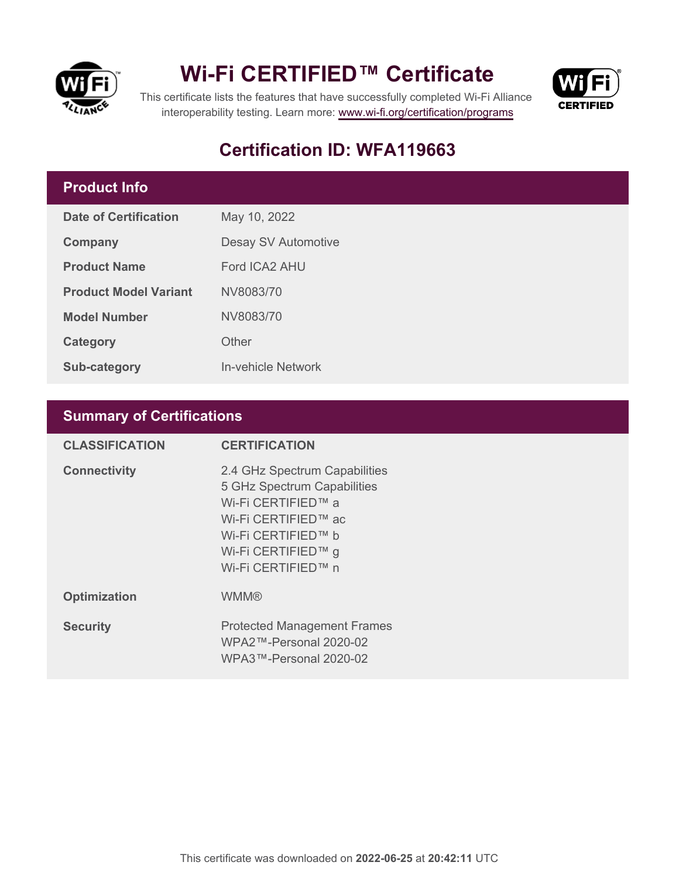# Wi-Fi CERTIFIED™ Certificate

This certificate lists the features that have successfully completed Wi-Fi Alliance interoperability testing. Learn more: www.wi-fi.org/certification/programs

## Certification ID: WFA119663

### Product Info

| | |
|---|---|
| **Date of Certification** | May 10, 2022 |
| **Company** | Desay SV Automotive |
| **Product Name** | Ford ICA2 AHU |
| **Product Model Variant** | NV8083/70 |
| **Model Number** | NV8083/70 |
| **Category** | Other |
| **Sub-category** | In-vehicle Network |

### Summary of Certifications

| CLASSIFICATION | CERTIFICATION |
|---|---|
| **Connectivity** | 2.4 GHz Spectrum Capabilities<br>5 GHz Spectrum Capabilities<br>Wi-Fi CERTIFIED™ a<br>Wi-Fi CERTIFIED™ ac<br>Wi-Fi CERTIFIED™ b<br>Wi-Fi CERTIFIED™ g<br>Wi-Fi CERTIFIED™ n |
| **Optimization** | WMM® |
| **Security** | Protected Management Frames<br>WPA2™-Personal 2020-02<br>WPA3™-Personal 2020-02 |

This certificate was downloaded on **2022-06-25** at **20:42:11** UTC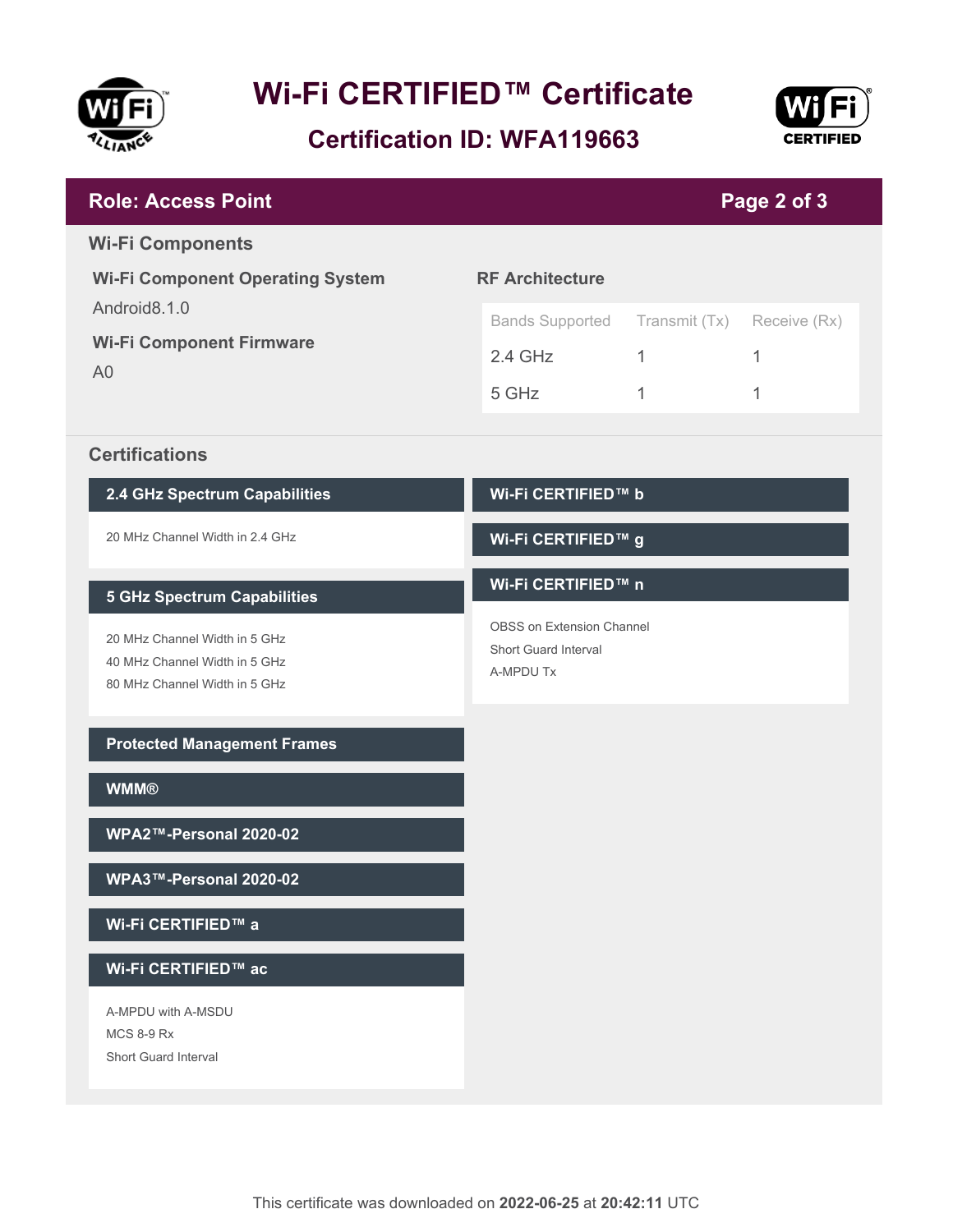# Wi-Fi CERTIFIED™ Certificate

## Certification ID: WFA119663

## Role: Access Point

### Wi-Fi Components

**Wi-Fi Component Operating System**

Android8.1.0

**Wi-Fi Component Firmware**

A0

**RF Architecture**

| Bands Supported | Transmit (Tx) | Receive (Rx) |
| --- | --- | --- |
| 2.4 GHz | 1 | 1 |
| 5 GHz | 1 | 1 |

### Certifications

**2.4 GHz Spectrum Capabilities**

- 20 MHz Channel Width in 2.4 GHz

**5 GHz Spectrum Capabilities**

- 20 MHz Channel Width in 5 GHz
- 40 MHz Channel Width in 5 GHz
- 80 MHz Channel Width in 5 GHz

**Protected Management Frames**

**WMM®**

**WPA2™-Personal 2020-02**

**WPA3™-Personal 2020-02**

**Wi-Fi CERTIFIED™ a**

**Wi-Fi CERTIFIED™ ac**

- A-MPDU with A-MSDU
- MCS 8-9 Rx
- Short Guard Interval

**Wi-Fi CERTIFIED™ b**

**Wi-Fi CERTIFIED™ g**

**Wi-Fi CERTIFIED™ n**

- OBSS on Extension Channel
- Short Guard Interval
- A-MPDU Tx

This certificate was downloaded on **2022-06-25** at **20:42:11** UTC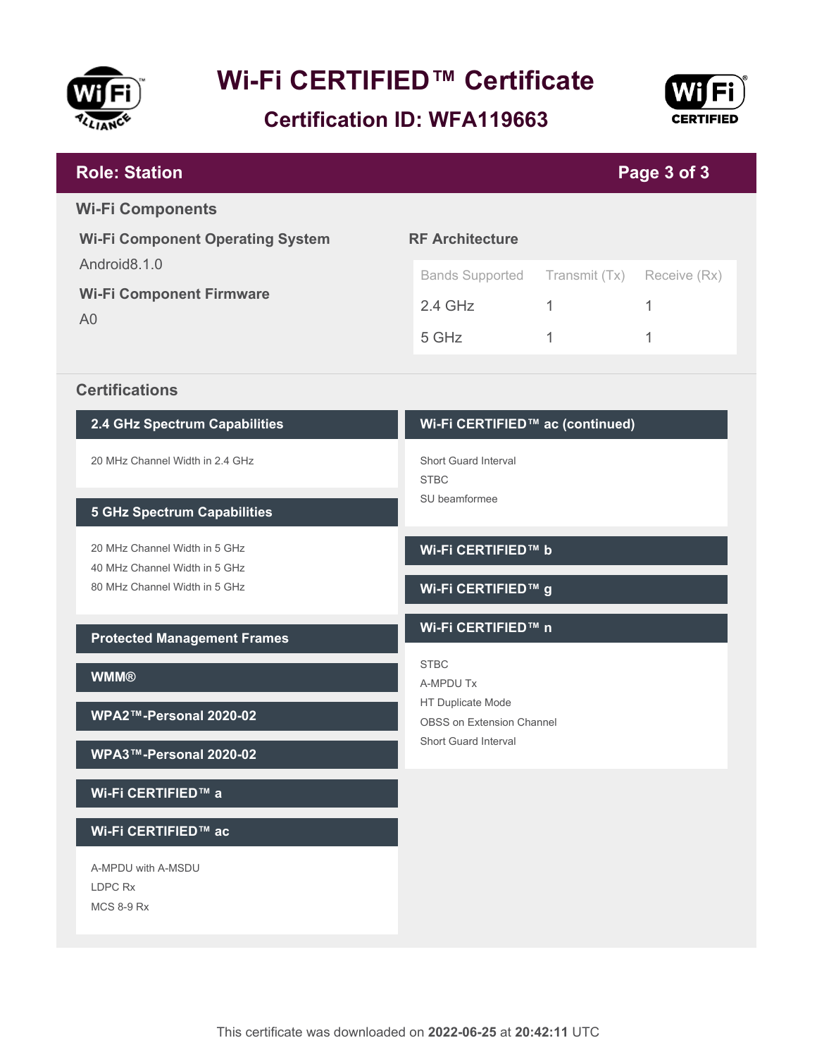# Wi-Fi CERTIFIED™ Certificate

## Certification ID: WFA119663

## Role: Station

### Wi-Fi Components

**Wi-Fi Component Operating System**

Android8.1.0

**Wi-Fi Component Firmware**

A0

**RF Architecture**

| Bands Supported | Transmit (Tx) | Receive (Rx) |
| --- | --- | --- |
| 2.4 GHz | 1 | 1 |
| 5 GHz | 1 | 1 |

### Certifications

**2.4 GHz Spectrum Capabilities**

- 20 MHz Channel Width in 2.4 GHz

**5 GHz Spectrum Capabilities**

- 20 MHz Channel Width in 5 GHz
- 40 MHz Channel Width in 5 GHz
- 80 MHz Channel Width in 5 GHz

**Protected Management Frames**

**WMM®**

**WPA2™-Personal 2020-02**

**WPA3™-Personal 2020-02**

**Wi-Fi CERTIFIED™ a**

**Wi-Fi CERTIFIED™ ac**

- A-MPDU with A-MSDU
- LDPC Rx
- MCS 8-9 Rx

**Wi-Fi CERTIFIED™ ac (continued)**

- Short Guard Interval
- STBC
- SU beamformee

**Wi-Fi CERTIFIED™ b**

**Wi-Fi CERTIFIED™ g**

**Wi-Fi CERTIFIED™ n**

- STBC
- A-MPDU Tx
- HT Duplicate Mode
- OBSS on Extension Channel
- Short Guard Interval

This certificate was downloaded on **2022-06-25** at **20:42:11** UTC